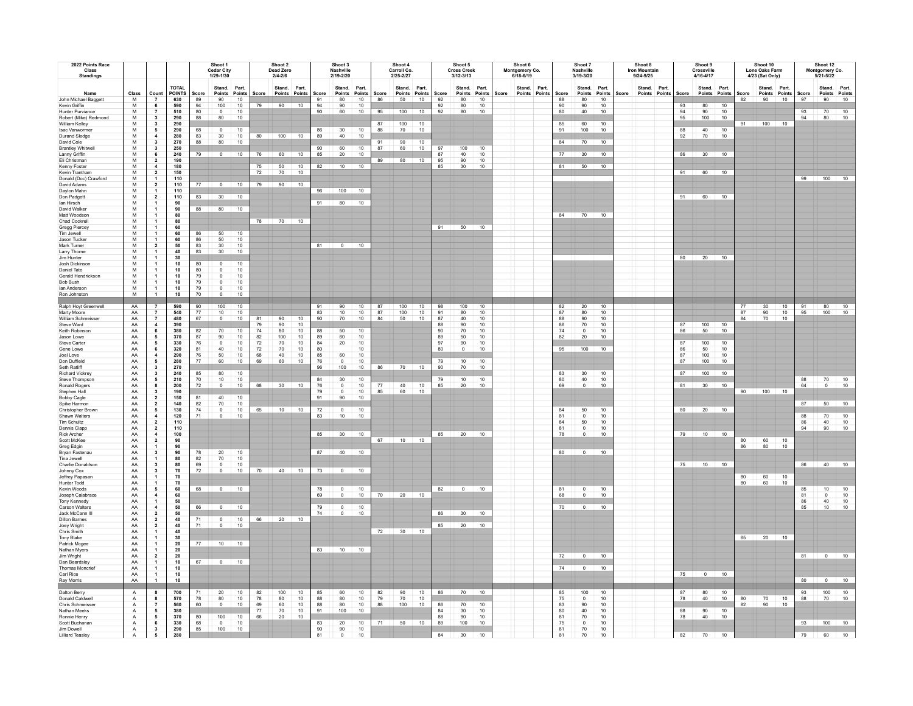| 2022 Points Race Class Standings | | | | Shoot 1 Cedar City 1/29-1/30 | | | Shoot 2 Dead Zero 2/4-2/6 | | | Shoot 3 Nashville 2/19-2/20 | | | Shoot 4 Carroll Co. 2/25-2/27 | | | Shoot 5 Cross Creek 3/12-3/13 | | | Shoot 6 Montgomery Co. 6/18-6/19 | | | Shoot 7 Nashville 3/19-3/20 | | | Shoot 8 Iron Mountain 9/24-9/25 | | | Shoot 9 Crossville 4/16-4/17 | | | Shoot 10 Lone Oaks Farm 4/23 (Sat Only) | | | Shoot 12 Montgomery Co. 5/21-5/22 | | |
|---|---|---|---|---|---|---|---|---|---|---|---|---|---|---|---|---|---|---|---|---|---|---|---|---|---|---|---|---|---|---|---|---|---|---|---|---|
| Name | Class | Count | TOTAL POINTS | Score | Stand. Points | Part. Points | Score | Stand. Points | Part. Points | Score | Stand. Points | Part. Points | Score | Stand. Points | Part. Points | Score | Stand. Points | Part. Points | Score | Stand. Points | Part. Points | Score | Stand. Points | Part. Points | Score | Stand. Points | Part. Points | Score | Stand. Points | Part. Points | Score | Stand. Points | Part. Points | Score | Stand. Points | Part. Points |
| John Michael Baggett | M | 7 | 630 | 89 | 90 | 10 | | | | 91 | 80 | 10 | 86 | 50 | 10 | 92 | 80 | 10 | | | | 88 | 80 | 10 | | | | | | | 82 | 90 | 10 | 97 | 90 | 10 |
| Kevin Griffin | M | 6 | 590 | 94 | 100 | 10 | 79 | 90 | 10 | 94 | 90 | 10 | | | | 92 | 80 | 10 | | | | 90 | 90 | 10 | | | | 93 | 80 | 10 | | | | | | |
| Hunter Purviance | M | 7 | 510 | 80 | 0 | 10 | | | | 90 | 60 | 10 | 95 | 100 | 10 | 92 | 80 | 10 | | | | 80 | 40 | 10 | | | | 94 | 90 | 10 | | | | 93 | 70 | 10 |
| Robert (Mike) Redmond | M | 3 | 290 | 88 | 80 | 10 | | | | | | | | | | | | | | | | | | | | | | 95 | 100 | 10 | | | | 94 | 80 | 10 |
| William Kelley | M | 3 | 290 | | | | | | | | | | 87 | 100 | 10 | | | | | | | 85 | 60 | 10 | | | | | | | 91 | 100 | 10 | | | |
| Isac Vanwormer | M | 5 | 290 | 68 | 0 | 10 | | | | 86 | 30 | 10 | 88 | 70 | 10 | | | | | | | 91 | 100 | 10 | | | | 88 | 40 | 10 | | | | | | |
| Durand Sledge | M | 4 | 280 | 83 | 30 | 10 | 80 | 100 | 10 | 89 | 40 | 10 | | | | | | | | | | | | | | | | 92 | 70 | 10 | | | | | | |
| David Cole | M | 3 | 270 | 88 | 80 | 10 | | | | | | | 91 | 90 | 10 | | | | | | | 84 | 70 | 10 | | | | | | | | | | | | |
| Brantley Whitwell | M | 3 | 250 | | | | | | | 90 | 60 | 10 | 87 | 60 | 10 | 97 | 100 | 10 | | | | | | | | | | | | | | | | | | |
| Lanny Griffin | M | 6 | 240 | 79 | 0 | 10 | 76 | 60 | 10 | 85 | 20 | 10 | | | | 87 | 40 | 10 | | | | 77 | 30 | 10 | | | | 86 | 30 | 10 | | | | | | |
| Eli Christman | M | 2 | 190 | | | | | | | | | | 89 | 80 | 10 | 95 | 90 | 10 | | | | | | | | | | | | | | | | | | |
| Kenny Foster | M | 4 | 180 | | | | 75 | 50 | 10 | 82 | 10 | 10 | | | | 85 | 30 | 10 | | | | 81 | 50 | 10 | | | | | | | | | | | | |
| Kevin Trantham | M | 2 | 150 | | | | 72 | 70 | 10 | | | | | | | | | | | | | | | | | | | 91 | 60 | 10 | | | | | | |
| Donald (Doc) Crawford | M | 1 | 110 | | | | | | | | | | | | | | | | | | | | | | | | | | | | | | | 99 | 100 | 10 |
| David Adams | M | 2 | 110 | 77 | 0 | 10 | 79 | 90 | 10 | | | | | | | | | | | | | | | | | | | | | | | | | | | |
| Daylon Mahn | M | 1 | 110 | | | | | | | 96 | 100 | 10 | | | | | | | | | | | | | | | | | | | | | | | | |
| Don Padgett | M | 2 | 110 | 83 | 30 | 10 | | | | | | | | | | | | | | | | | | | | | | 91 | 60 | 10 | | | | | | |
| Ian Hirsch | M | 1 | 90 | | | | | | | 91 | 80 | 10 | | | | | | | | | | | | | | | | | | | | | | | | |
| David Walker | M | 1 | 90 | 88 | 80 | 10 | | | | | | | | | | | | | | | | | | | | | | | | | | | | | | |
| Matt Woodson | M | 1 | 80 | | | | | | | | | | | | | | | | | | | 84 | 70 | 10 | | | | | | | | | | | | |
| Chad Cockrell | M | 1 | 80 | | | | 78 | 70 | 10 | | | | | | | | | | | | | | | | | | | | | | | | | | | |
| Gregg Piercey | M | 1 | 60 | | | | | | | | | | | | | 91 | 50 | 10 | | | | | | | | | | | | | | | | | | |
| Tim Jewell | M | 1 | 60 | 86 | 50 | 10 | | | | | | | | | | | | | | | | | | | | | | | | | | | | | | |
| Jason Tucker | M | 1 | 60 | 86 | 50 | 10 | | | | | | | | | | | | | | | | | | | | | | | | | | | | | | |
| Mark Turner | M | 2 | 50 | 83 | 30 | 10 | | | | 81 | 0 | 10 | | | | | | | | | | | | | | | | | | | | | | | | |
| Larry Thorne | M | 1 | 40 | 83 | 30 | 10 | | | | | | | | | | | | | | | | | | | | | | | | | | | | | | |
| Jim Hunter | M | 1 | 30 | | | | | | | | | | | | | | | | | | | | | | | | | 80 | 20 | 10 | | | | | | |
| Josh Dickinson | M | 1 | 10 | 80 | 0 | 10 | | | | | | | | | | | | | | | | | | | | | | | | | | | | | | |
| Daniel Tate | M | 1 | 10 | 80 | 0 | 10 | | | | | | | | | | | | | | | | | | | | | | | | | | | | | | |
| Gerald Hendrickson | M | 1 | 10 | 79 | 0 | 10 | | | | | | | | | | | | | | | | | | | | | | | | | | | | | | |
| Bob Bush | M | 1 | 10 | 79 | 0 | 10 | | | | | | | | | | | | | | | | | | | | | | | | | | | | | | |
| Ian Anderson | M | 1 | 10 | 79 | 0 | 10 | | | | | | | | | | | | | | | | | | | | | | | | | | | | | | |
| Ron Johnston | M | 1 | 10 | 70 | 0 | 10 | | | | | | | | | | | | | | | | | | | | | | | | | | | | | | |
| Ralph Hoyt Greenwell | AA | 7 | 590 | 90 | 100 | 10 | | | | 91 | 90 | 10 | 87 | 100 | 10 | 98 | 100 | 10 | | | | 82 | 20 | 10 | | | | | | | 77 | 30 | 10 | 91 | 80 | 10 |
| Marty Moore | AA | 7 | 540 | 77 | 10 | 10 | | | | 83 | 10 | 10 | 87 | 100 | 10 | 91 | 80 | 10 | | | | 87 | 80 | 10 | | | | | | | 87 | 90 | 10 | 95 | 100 | 10 |
| William Schmeisser | AA | 7 | 480 | 67 | 0 | 10 | 81 | 90 | 10 | 90 | 70 | 10 | 84 | 50 | 10 | 87 | 40 | 10 | | | | 88 | 90 | 10 | | | | | | | 84 | 70 | 10 | | | |
| Steve Ward | AA | 4 | 390 | | | | 79 | 90 | 10 | | | | | | | 88 | 90 | 10 | | | | 86 | 70 | 10 | | | | 87 | 100 | 10 | | | | | | |
| Keith Robinson | AA | 6 | 380 | 82 | 70 | 10 | 74 | 80 | 10 | 88 | 50 | 10 | | | | 90 | 70 | 10 | | | | 74 | 0 | 10 | | | | 86 | 50 | 10 | | | | | | |
| Jason Lowe | AA | 5 | 370 | 87 | 90 | 10 | 82 | 100 | 10 | 89 | 60 | 10 | | | | 89 | 50 | 10 | | | | 82 | 20 | 10 | | | | | | | | | | | | |
| Steve Carter | AA | 5 | 330 | 76 | 0 | 10 | 72 | 70 | 10 | 84 | 20 | 10 | | | | 97 | 90 | 10 | | | | | | | | | | 87 | 100 | 10 | | | | | | |
| Gene Lowe | AA | 6 | 320 | 81 | 40 | 10 | 72 | 70 | 10 | 80 | | 10 | | | | 80 | 0 | 10 | | | | 95 | 100 | 10 | | | | 86 | 50 | 10 | | | | | | |
| Joel Love | AA | 4 | 290 | 76 | 50 | 10 | 68 | 40 | 10 | 85 | 60 | 10 | | | | | | | | | | | | | | | | 87 | 100 | 10 | | | | | | |
| Don Duffield | AA | 5 | 280 | 77 | 60 | 10 | 69 | 60 | 10 | 76 | 0 | 10 | | | | 79 | 10 | 10 | | | | | | | | | | 87 | 100 | 10 | | | | | | |
| Seth Ratliff | AA | 3 | 270 | | | | | | | 96 | 100 | 10 | 86 | 70 | 10 | 90 | 70 | 10 | | | | | | | | | | | | | | | | | | |
| Richard Vickrey | AA | 3 | 240 | 85 | 80 | 10 | | | | | | | | | | | | | | | | 83 | 30 | 10 | | | | 87 | 100 | 10 | | | | | | |
| Steve Thompson | AA | 5 | 210 | 70 | 10 | 10 | | | | 84 | 30 | 10 | | | | 79 | 10 | 10 | | | | 80 | 40 | 10 | | | | | | | | | | 88 | 70 | 10 |
| Ronald Rogers | AA | 8 | 200 | 72 | 0 | 10 | 68 | 30 | 10 | 76 | 0 | 10 | 77 | 40 | 10 | 85 | 20 | 10 | | | | 69 | 0 | 10 | | | | 81 | 30 | 10 | | | | 64 | 0 | 10 |
| Stephen Hall | AA | 3 | 190 | | | | | | | 79 | 0 | 10 | 85 | 60 | 10 | | | | | | | | | | | | | | | | 90 | 100 | 10 | | | |
| Bobby Cagle | AA | 2 | 150 | 81 | 40 | 10 | | | | 91 | 90 | 10 | | | | | | | | | | | | | | | | | | | | | | | | |
| Spike Harmon | AA | 2 | 140 | 82 | 70 | 10 | | | | | | | | | | | | | | | | | | | | | | | | | | | | 87 | 50 | 10 |
| Christopher Brown | AA | 5 | 130 | 74 | 0 | 10 | 65 | 10 | 10 | 72 | 0 | 10 | | | | | | | | | | 84 | 50 | 10 | | | | 80 | 20 | 10 | | | | | | |
| Shawn Walters | AA | 4 | 120 | 71 | 0 | 10 | | | | 83 | 10 | 10 | | | | | | | | | | 81 | 0 | 10 | | | | | | | | | | 88 | 70 | 10 |
| Tim Schultz | AA | 2 | 110 | | | | | | | | | | | | | | | | | | | 84 | 50 | 10 | | | | | | | | | | 86 | 40 | 10 |
| Dennis Clapp | AA | 2 | 110 | | | | | | | | | | | | | | | | | | | 81 | 0 | 10 | | | | | | | | | | 94 | 90 | 10 |
| Rick Archer | AA | 4 | 100 | | | | | | | 85 | 30 | 10 | | | | 85 | 20 | 10 | | | | 78 | 0 | 10 | | | | 79 | 10 | 10 | | | | | | |
| Scott McKee | AA | 2 | 90 | | | | | | | | | | 67 | 10 | 10 | | | | | | | | | | | | | | | | 80 | 60 | 10 | | | |
| Greg Edgin | AA | 1 | 90 | | | | | | | | | | | | | | | | | | | | | | | | | | | | 86 | 80 | 10 | | | |
| Bryan Fastenau | AA | 3 | 90 | 78 | 20 | 10 | | | | 87 | 40 | 10 | | | | | | | | | | 80 | 0 | 10 | | | | | | | | | | | | |
| Tina Jewell | AA | 1 | 80 | 82 | 70 | 10 | | | | | | | | | | | | | | | | | | | | | | | | | | | | | | |
| Charlie Donaldson | AA | 3 | 80 | 69 | 0 | 10 | | | | | | | | | | | | | | | | | | | | | | 75 | 10 | 10 | | | | 86 | 40 | 10 |
| Johnny Cox | AA | 3 | 70 | 72 | 0 | 10 | 70 | 40 | 10 | 73 | 0 | 10 | | | | | | | | | | | | | | | | | | | | | | | | |
| Jeffrey Papasan | AA | 1 | 70 | | | | | | | | | | | | | | | | | | | | | | | | | | | | 80 | 60 | 10 | | | |
| Hunter Todd | AA | 1 | 70 | | | | | | | | | | | | | | | | | | | | | | | | | | | | 80 | 60 | 10 | | | |
| Kevin Woods | AA | 5 | 60 | 68 | 0 | 10 | | | | 78 | 0 | 10 | | | | 82 | 0 | 10 | | | | 81 | 0 | 10 | | | | | | | | | | 85 | 10 | 10 |
| Joseph Calabrace | AA | 4 | 60 | | | | | | | 69 | 0 | 10 | 70 | 20 | 10 | | | | | | | 68 | 0 | 10 | | | | | | | | | | 81 | 0 | 10 |
| Tony Kennedy | AA | 1 | 50 | | | | | | | | | | | | | | | | | | | | | | | | | | | | | | | 86 | 40 | 10 |
| Carson Walters | AA | 4 | 50 | 66 | 0 | 10 | | | | 79 | 0 | 10 | | | | | | | | | | 70 | 0 | 10 | | | | | | | | | | 85 | 10 | 10 |
| Jack McCann III | AA | 2 | 50 | | | | | | | 74 | 0 | 10 | | | | 86 | 30 | 10 | | | | | | | | | | | | | | | | | | |
| Dillon Barnes | AA | 2 | 40 | 71 | 0 | 10 | 66 | 20 | 10 | | | | | | | | | | | | | | | | | | | | | | | | | | | |
| Joey Wright | AA | 2 | 40 | 71 | 0 | 10 | | | | | | | | | | 85 | 20 | 10 | | | | | | | | | | | | | | | | | | |
| Chris Smith | AA | 1 | 40 | | | | | | | | | | 72 | 30 | 10 | | | | | | | | | | | | | | | | | | | | | |
| Tony Blake | AA | 1 | 30 | | | | | | | | | | | | | | | | | | | | | | | | | | | | 65 | 20 | 10 | | | |
| Patrick Mcgee | AA | 1 | 20 | 77 | 10 | 10 | | | | | | | | | | | | | | | | | | | | | | | | | | | | | | |
| Nathan Myers | AA | 1 | 20 | | | | | | | 83 | 10 | 10 | | | | | | | | | | | | | | | | | | | | | | | | |
| Jim Wright | AA | 2 | 20 | | | | | | | | | | | | | | | | | | | 72 | 0 | 10 | | | | | | | | | | 81 | 0 | 10 |
| Dan Beardsley | AA | 1 | 10 | 67 | 0 | 10 | | | | | | | | | | | | | | | | | | | | | | | | | | | | | | |
| Thomas Moncrief | AA | 1 | 10 | | | | | | | | | | | | | | | | | | | 74 | 0 | 10 | | | | | | | | | | | | |
| Carl Rice | AA | 1 | 10 | | | | | | | | | | | | | | | | | | | | | | | | | 75 | 0 | 10 | | | | | | |
| Ray Morris | AA | 1 | 10 | | | | | | | | | | | | | | | | | | | | | | | | | | | | | | | 80 | 0 | 10 |
| Dalton Berry | A | 8 | 700 | 71 | 20 | 10 | 82 | 100 | 10 | 85 | 60 | 10 | 82 | 90 | 10 | 86 | 70 | 10 | | | | 85 | 100 | 10 | | | | 87 | 80 | 10 | | | | 93 | 100 | 10 |
| Donald Caldwell | A | 8 | 570 | 78 | 80 | 10 | 78 | 80 | 10 | 88 | 80 | 10 | 79 | 70 | 10 | | | | | | | 75 | 0 | 10 | | | | 78 | 40 | 10 | 80 | 70 | 10 | 88 | 70 | 10 |
| Chris Schmeisser | A | 7 | 560 | 60 | 0 | 10 | 69 | 60 | 10 | 88 | 80 | 10 | 88 | 100 | 10 | 86 | 70 | 10 | | | | 83 | 90 | 10 | | | | | | | 82 | 90 | 10 | | | |
| Nathan Meeks | A | 5 | 380 | | | | 77 | 70 | 10 | 91 | 100 | 10 | | | | 84 | 30 | 10 | | | | 80 | 40 | 10 | | | | 88 | 90 | 10 | | | | | | |
| Ronnie Henry | A | 5 | 370 | 80 | 100 | 10 | 66 | 20 | 10 | | | | | | | 88 | 90 | 10 | | | | 81 | 70 | 10 | | | | 78 | 40 | 10 | | | | | | |
| Scott Buchanan | A | 6 | 330 | 68 | 0 | 10 | | | | 83 | 20 | 10 | 71 | 50 | 10 | 89 | 100 | 10 | | | | 75 | 0 | 10 | | | | | | | | | | 93 | 100 | 10 |
| Jim Dowell | A | 3 | 290 | 85 | 100 | 10 | | | | 90 | 90 | 10 | | | | | | | | | | 81 | 70 | 10 | | | | | | | | | | | | |
| Lilliard Teasley | A | 5 | 280 | | | | | | | 81 | 0 | 10 | | | | 84 | 30 | 10 | | | | 81 | 70 | 10 | | | | 82 | 70 | 10 | | | | 79 | 60 | 10 |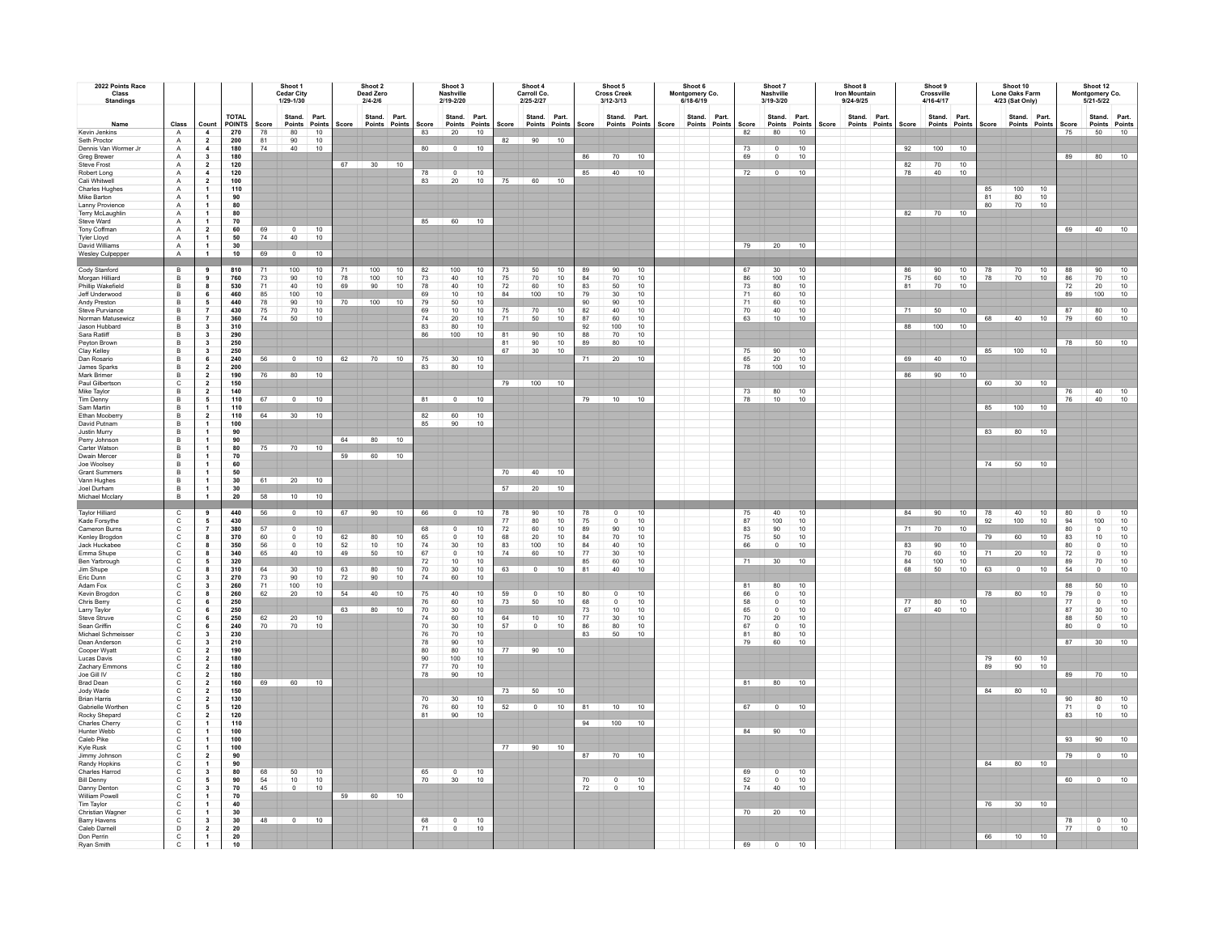| 2022 Points Race Class Standings | | | | Shoot 1 Cedar City 1/29-1/30 | | | Shoot 2 Dead Zero 2/4-2/6 | | | Shoot 3 Nashville 2/19-2/20 | | | Shoot 4 Carroll Co. 2/25-2/27 | | | Shoot 5 Cross Creek 3/12-3/13 | | | Shoot 6 Montgomery Co. 6/18-6/19 | | | Shoot 7 Nashville 3/19-3/20 | | | Shoot 8 Iron Mountain 9/24-9/25 | | | Shoot 9 Crossville 4/16-4/17 | | | Shoot 10 Lone Oaks Farm 4/23 (Sat Only) | | | Shoot 12 Montgomery Co. 5/21-5/22 | | |
|---|---|---|---|---|---|---|---|---|---|---|---|---|---|---|---|---|---|---|---|---|---|---|---|---|---|---|---|---|---|---|---|---|---|---|---|---|
| Name | Class | Count | TOTAL POINTS | Score | Stand. Points | Part. Points | Score | Stand. Points | Part. Points | Score | Stand. Points | Part. Points | Score | Stand. Points | Part. Points | Score | Stand. Points | Part. Points | Score | Stand. Points | Part. Points | Score | Stand. Points | Part. Points | Score | Stand. Points | Part. Points | Score | Stand. Points | Part. Points | Score | Stand. Points | Part. Points | Score | Stand. Points | Part. Points |
| Kevin Jenkins | A | 4 | 270 | 78 | 80 | 10 | | | | 83 | 20 | 10 | | | | | | | | | | 82 | 80 | 10 | | | | | | | | | | 75 | 50 | 10 |
| Seth Proctor | A | 2 | 200 | 81 | 90 | 10 | | | | | | | 82 | 90 | 10 | | | | | | | | | | | | | | | | | | | | | |
| Dennis Van Wormer Jr | A | 4 | 180 | 74 | 40 | 10 | | | | 80 | 0 | 10 | | | | | | | | | | 73 | 0 | 10 | | | | 92 | 100 | 10 | | | | | | |
| Greg Brewer | A | 3 | 180 | | | | | | | | | | | | | 86 | 70 | 10 | | | | 69 | 0 | 10 | | | | | | | | | | 89 | 80 | 10 |
| Steve Frost | A | 2 | 120 | | | | 67 | 30 | 10 | | | | | | | | | | | | | | | | | | | 82 | 70 | 10 | | | | | | |
| Robert Long | A | 4 | 120 | | | | | | | 78 | 0 | 10 | | | | 85 | 40 | 10 | | | | 72 | 0 | 10 | | | | 78 | 40 | 10 | | | | | | |
| Cali Whitwell | A | 2 | 100 | | | | | | | 83 | 20 | 10 | 75 | 60 | 10 | | | | | | | | | | | | | | | | | | | | | |
| Charles Hughes | A | 1 | 110 | | | | | | | | | | | | | | | | | | | | | | | | | | | | 85 | 100 | 10 | | | |
| Mike Barton | A | 1 | 90 | | | | | | | | | | | | | | | | | | | | | | | | | | | | 81 | 80 | 10 | | | |
| Lanny Provience | A | 1 | 80 | | | | | | | | | | | | | | | | | | | | | | | | | | | | 80 | 70 | 10 | | | |
| Terry McLaughlin | A | 1 | 80 | | | | | | | | | | | | | | | | | | | | | | | | | 82 | 70 | 10 | | | | | | |
| Steve Ward | A | 1 | 70 | | | | | | | 85 | 60 | 10 | | | | | | | | | | | | | | | | | | | | | | | | |
| Tony Coffman | A | 2 | 60 | 69 | 0 | 10 | | | | | | | | | | | | | | | | | | | | | | | | | | | | 69 | 40 | 10 |
| Tyler Lloyd | A | 1 | 50 | 74 | 40 | 10 | | | | | | | | | | | | | | | | | | | | | | | | | | | | | | |
| David Williams | A | 1 | 30 | | | | | | | | | | | | | | | | | | | 79 | 20 | 10 | | | | | | | | | | | | |
| Wesley Culpepper | A | 1 | 10 | 69 | 0 | 10 | | | | | | | | | | | | | | | | | | | | | | | | | | | | | | |
| Cody Stanford | B | 9 | 810 | 71 | 100 | 10 | 71 | 100 | 10 | 82 | 100 | 10 | 73 | 50 | 10 | 89 | 90 | 10 | | | | 67 | 30 | 10 | | | | 86 | 90 | 10 | 78 | 70 | 10 | 88 | 90 | 10 |
| Morgan Hilliard | B | 9 | 760 | 73 | 90 | 10 | 78 | 100 | 10 | 73 | 40 | 10 | 75 | 70 | 10 | 84 | 70 | 10 | | | | 86 | 100 | 10 | | | | 75 | 60 | 10 | 78 | 70 | 10 | 86 | 70 | 10 |
| Phillip Wakefield | B | 8 | 530 | 71 | 40 | 10 | 69 | 90 | 10 | 78 | 40 | 10 | 72 | 60 | 10 | 83 | 50 | 10 | | | | 73 | 80 | 10 | | | | 81 | 70 | 10 | | | | 72 | 20 | 10 |
| Jeff Underwood | B | 6 | 460 | 85 | 100 | 10 | | | | 69 | 10 | 10 | 84 | 100 | 10 | 79 | 30 | 10 | | | | 71 | 60 | 10 | | | | | | | | | | 89 | 100 | 10 |
| Andy Preston | B | 5 | 440 | 78 | 90 | 10 | 70 | 100 | 10 | 79 | 50 | 10 | | | | 90 | 90 | 10 | | | | 71 | 60 | 10 | | | | | | | | | | | | |
| Steve Purviance | B | 7 | 430 | 75 | 70 | 10 | | | | 69 | 10 | 10 | 75 | 70 | 10 | 82 | 40 | 10 | | | | 70 | 40 | 10 | | | | 71 | 50 | 10 | | | | 87 | 80 | 10 |
| Norman Matusewicz | B | 7 | 360 | 74 | 50 | 10 | | | | 74 | 20 | 10 | 71 | 50 | 10 | 87 | 60 | 10 | | | | 63 | 10 | 10 | | | | | | | 68 | 40 | 10 | 79 | 60 | 10 |
| Jason Hubbard | B | 3 | 310 | | | | | | | 83 | 80 | 10 | | | | 92 | 100 | 10 | | | | | | | | | | 88 | 100 | 10 | | | | | | |
| Sara Ratliff | B | 3 | 290 | | | | | | | 86 | 100 | 10 | 81 | 90 | 10 | 88 | 70 | 10 | | | | | | | | | | | | | | | | | | |
| Peyton Brown | B | 3 | 250 | | | | | | | | | | 81 | 90 | 10 | 89 | 80 | 10 | | | | | | | | | | | | | | | | 78 | 50 | 10 |
| Clay Kelley | B | 3 | 250 | | | | | | | | | | 67 | 30 | 10 | | | | | | | 75 | 90 | 10 | | | | | | | 85 | 100 | 10 | | | |
| Dan Rosario | B | 6 | 240 | 56 | 0 | 10 | 62 | 70 | 10 | 75 | 30 | 10 | | | | 71 | 20 | 10 | | | | 65 | 20 | 10 | | | | 69 | 40 | 10 | | | | | | |
| James Sparks | B | 2 | 200 | | | | | | | 83 | 80 | 10 | | | | | | | | | | 78 | 100 | 10 | | | | | | | | | | | | |
| Mark Brimer | B | 2 | 190 | 76 | 80 | 10 | | | | | | | | | | | | | | | | | | | | | | 86 | 90 | 10 | | | | | | |
| Paul Gilbertson | C | 2 | 150 | | | | | | | | | | 79 | 100 | 10 | | | | | | | | | | | | | | | | 60 | 30 | 10 | | | |
| Mike Taylor | B | 2 | 140 | | | | | | | | | | | | | | | | | | | 73 | 80 | 10 | | | | | | | | | | 76 | 40 | 10 |
| Tim Denny | B | 5 | 110 | 67 | 0 | 10 | | | | 81 | 0 | 10 | | | | 79 | 10 | 10 | | | | 78 | 10 | 10 | | | | | | | | | | 76 | 40 | 10 |
| Sam Martin | B | 1 | 110 | | | | | | | | | | | | | | | | | | | | | | | | | | | | 85 | 100 | 10 | | | |
| Ethan Mooberry | B | 2 | 110 | 64 | 30 | 10 | | | | 82 | 60 | 10 | | | | | | | | | | | | | | | | | | | | | | | | |
| David Putnam | B | 1 | 100 | | | | | | | 85 | 90 | 10 | | | | | | | | | | | | | | | | | | | | | | | | |
| Justin Murry | B | 1 | 90 | | | | | | | | | | | | | | | | | | | | | | | | | | | | 83 | 80 | 10 | | | |
| Perry Johnson | B | 1 | 90 | | | | 64 | 80 | 10 | | | | | | | | | | | | | | | | | | | | | | | | | | | |
| Carter Watson | B | 1 | 80 | 75 | 70 | 10 | | | | | | | | | | | | | | | | | | | | | | | | | | | | | | |
| Dwain Mercer | B | 1 | 70 | | | | 59 | 60 | 10 | | | | | | | | | | | | | | | | | | | | | | | | | | | |
| Joe Woolsey | B | 1 | 60 | | | | | | | | | | | | | | | | | | | | | | | | | | | | 74 | 50 | 10 | | | |
| Grant Summers | B | 1 | 50 | | | | | | | | | | 70 | 40 | 10 | | | | | | | | | | | | | | | | | | | | | |
| Vann Hughes | B | 1 | 30 | 61 | 20 | 10 | | | | | | | | | | | | | | | | | | | | | | | | | | | | | | |
| Joel Durham | B | 1 | 30 | | | | | | | | | | 57 | 20 | 10 | | | | | | | | | | | | | | | | | | | | | |
| Michael Mcclary | B | 1 | 20 | 58 | 10 | 10 | | | | | | | | | | | | | | | | | | | | | | | | | | | | | | |
| Taylor Hilliard | C | 9 | 440 | 56 | 0 | 10 | 67 | 90 | 10 | 66 | 0 | 10 | 78 | 90 | 10 | 78 | 0 | 10 | | | | 75 | 40 | 10 | | | | 84 | 90 | 10 | 78 | 40 | 10 | 80 | 0 | 10 |
| Kade Forsythe | C | 5 | 430 | | | | | | | | | | 77 | 80 | 10 | 75 | 0 | 10 | | | | 87 | 100 | 10 | | | | | | | 92 | 100 | 10 | 94 | 100 | 10 |
| Cameron Burns | C | 7 | 380 | 57 | 0 | 10 | | | | 68 | 0 | 10 | 72 | 60 | 10 | 89 | 90 | 10 | | | | 83 | 90 | 10 | | | | 71 | 70 | 10 | | | | 80 | 0 | 10 |
| Kenley Brogdon | C | 8 | 370 | 60 | 0 | 10 | 62 | 80 | 10 | 65 | 0 | 10 | 68 | 20 | 10 | 84 | 70 | 10 | | | | 75 | 50 | 10 | | | | | | | 79 | 60 | 10 | 83 | 10 | 10 |
| Jack Huckabee | C | 8 | 350 | 56 | 0 | 10 | 52 | 10 | 10 | 74 | 30 | 10 | 83 | 100 | 10 | 84 | 40 | 10 | | | | 66 | 0 | 10 | | | | 83 | 90 | 10 | | | | 80 | 0 | 10 |
| Emma Shupe | C | 8 | 340 | 65 | 40 | 10 | 49 | 50 | 10 | 67 | 0 | 10 | 74 | 60 | 10 | 77 | 30 | 10 | | | | | | | | | | 70 | 60 | 10 | 71 | 20 | 10 | 72 | 0 | 10 |
| Ben Yarbrough | C | 5 | 320 | | | | | | | 72 | 10 | 10 | | | | 85 | 60 | 10 | | | | 71 | 30 | 10 | | | | 84 | 100 | 10 | | | | 89 | 70 | 10 |
| Jim Shupe | C | 8 | 310 | 64 | 30 | 10 | 63 | 80 | 10 | 70 | 30 | 10 | 63 | 0 | 10 | 81 | 40 | 10 | | | | | | | | | | 68 | 50 | 10 | 63 | 0 | 10 | 54 | 0 | 10 |
| Eric Dunn | C | 3 | 270 | 73 | 90 | 10 | 72 | 90 | 10 | 74 | 60 | 10 | | | | | | | | | | | | | | | | | | | | | | | | |
| Adam Fox | C | 3 | 260 | 71 | 100 | 10 | | | | | | | | | | | | | | | | 81 | 80 | 10 | | | | | | | | | | 88 | 50 | 10 |
| Kevin Brogdon | C | 8 | 260 | 62 | 20 | 10 | 54 | 40 | 10 | 75 | 40 | 10 | 59 | 0 | 10 | 80 | 0 | 10 | | | | 66 | 0 | 10 | | | | | | | 78 | 80 | 10 | 79 | 0 | 10 |
| Chris Berry | C | 6 | 250 | | | | | | | 76 | 60 | 10 | 73 | 50 | 10 | 68 | 0 | 10 | | | | 58 | 0 | 10 | | | | 77 | 80 | 10 | | | | 77 | 0 | 10 |
| Larry Taylor | C | 6 | 250 | | | | 63 | 80 | 10 | 70 | 30 | 10 | | | | 73 | 10 | 10 | | | | 65 | 0 | 10 | | | | 67 | 40 | 10 | | | | 87 | 30 | 10 |
| Steve Struve | C | 6 | 250 | 62 | 20 | 10 | | | | 74 | 60 | 10 | 64 | 10 | 10 | 77 | 30 | 10 | | | | 70 | 20 | 10 | | | | | | | | | | 88 | 50 | 10 |
| Sean Griffin | C | 6 | 240 | 70 | 70 | 10 | | | | 70 | 30 | 10 | 57 | 0 | 10 | 86 | 80 | 10 | | | | 67 | 0 | 10 | | | | | | | | | | 80 | 0 | 10 |
| Michael Schmeisser | C | 3 | 230 | | | | | | | 76 | 70 | 10 | | | | 83 | 50 | 10 | | | | 81 | 80 | 10 | | | | | | | | | | | | |
| Dean Anderson | C | 3 | 210 | | | | | | | 78 | 90 | 10 | | | | | | | | | | 79 | 60 | 10 | | | | | | | | | | 87 | 30 | 10 |
| Cooper Wyatt | C | 2 | 190 | | | | | | | 80 | 80 | 10 | 77 | 90 | 10 | | | | | | | | | | | | | | | | | | | | | |
| Lucas Davis | C | 2 | 180 | | | | | | | 90 | 100 | 10 | | | | | | | | | | | | | | | | | | | 79 | 60 | 10 | | | |
| Zachary Emmons | C | 2 | 180 | | | | | | | 77 | 70 | 10 | | | | | | | | | | | | | | | | | | | 89 | 90 | 10 | | | |
| Joe Gill IV | C | 2 | 180 | | | | | | | 78 | 90 | 10 | | | | | | | | | | | | | | | | | | | | | | 89 | 70 | 10 |
| Brad Dean | C | 2 | 160 | 69 | 60 | 10 | | | | | | | | | | | | | | | | 81 | 80 | 10 | | | | | | | | | | | | |
| Jody Wade | C | 2 | 150 | | | | | | | | | | 73 | 50 | 10 | | | | | | | | | | | | | | | | 84 | 80 | 10 | | | |
| Brian Harris | C | 2 | 130 | | | | | | | 70 | 30 | 10 | | | | | | | | | | | | | | | | | | | | | | 90 | 80 | 10 |
| Gabrielle Worthen | C | 5 | 120 | | | | | | | 76 | 60 | 10 | 52 | 0 | 10 | 81 | 10 | 10 | | | | 67 | 0 | 10 | | | | | | | | | | 71 | 0 | 10 |
| Rocky Shepard | C | 2 | 120 | | | | | | | 81 | 90 | 10 | | | | | | | | | | | | | | | | | | | | | | 83 | 10 | 10 |
| Charles Cherry | C | 1 | 110 | | | | | | | | | | | | | 94 | 100 | 10 | | | | | | | | | | | | | | | | | | |
| Hunter Webb | C | 1 | 100 | | | | | | | | | | | | | | | | | | | 84 | 90 | 10 | | | | | | | | | | | | |
| Caleb Pike | C | 1 | 100 | | | | | | | | | | | | | | | | | | | | | | | | | | | | | | | 93 | 90 | 10 |
| Kyle Rusk | C | 1 | 100 | | | | | | | | | | 77 | 90 | 10 | | | | | | | | | | | | | | | | | | | | | |
| Jimmy Johnson | C | 2 | 90 | | | | | | | | | | | | | 87 | 70 | 10 | | | | | | | | | | | | | | | | 79 | 0 | 10 |
| Randy Hopkins | C | 1 | 90 | | | | | | | | | | | | | | | | | | | | | | | | | | | | 84 | 80 | 10 | | | |
| Charles Harrod | C | 3 | 80 | 68 | 50 | 10 | | | | 65 | 0 | 10 | | | | | | | | | | 69 | 0 | 10 | | | | | | | | | | | | |
| Bill Denny | C | 5 | 90 | 54 | 10 | 10 | | | | 70 | 30 | 10 | | | | 70 | 0 | 10 | | | | 52 | 0 | 10 | | | | | | | | | | 60 | 0 | 10 |
| Danny Denton | C | 3 | 70 | 45 | 0 | 10 | | | | | | | | | | 72 | 0 | 10 | | | | 74 | 40 | 10 | | | | | | | | | | | | |
| William Powell | C | 1 | 70 | | | | 59 | 60 | 10 | | | | | | | | | | | | | | | | | | | | | | | | | | | |
| Tim Taylor | C | 1 | 40 | | | | | | | | | | | | | | | | | | | | | | | | | | | | 76 | 30 | 10 | | | |
| Christian Wagner | C | 1 | 30 | | | | | | | | | | | | | | | | | | | 70 | 20 | 10 | | | | | | | | | | | | |
| Barry Havens | C | 3 | 30 | 48 | 0 | 10 | | | | 68 | 0 | 10 | | | | | | | | | | | | | | | | | | | | | | 78 | 0 | 10 |
| Caleb Darnell | D | 2 | 20 | | | | | | | 71 | 0 | 10 | | | | | | | | | | | | | | | | | | | | | | 77 | 0 | 10 |
| Don Perrin | C | 1 | 20 | | | | | | | | | | | | | | | | | | | | | | | | | | | | 66 | 10 | 10 | | | |
| Ryan Smith | C | 1 | 10 | | | | | | | | | | | | | | | | | | | 69 | 0 | 10 | | | | | | | | | | | | |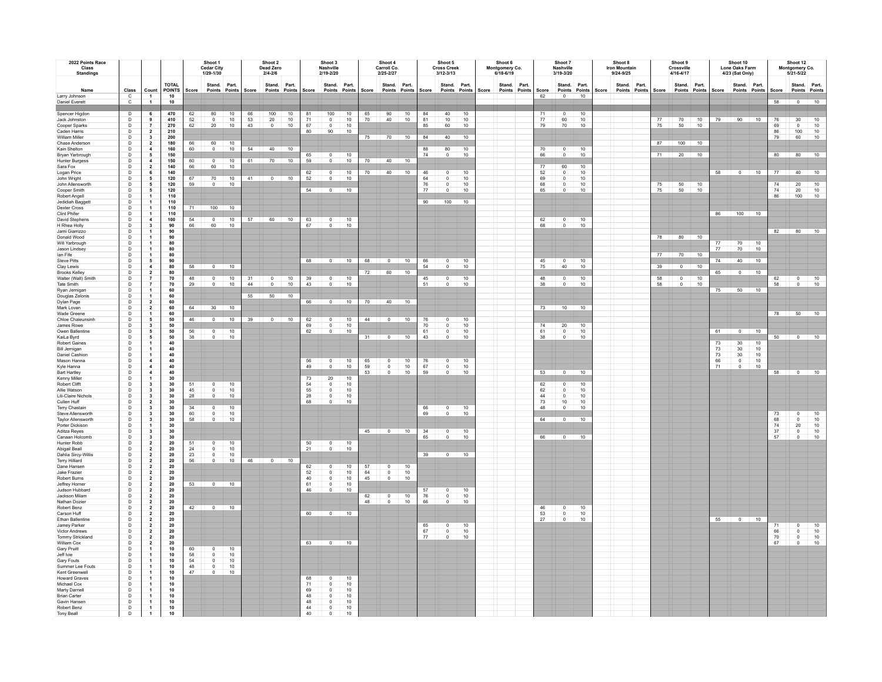| 2022 Points Race Class Standings | | | | Shoot 1 Cedar City 1/29-1/30 | | | Shoot 2 Dead Zero 2/4-2/6 | | | Shoot 3 Nashville 2/19-2/20 | | | Shoot 4 Carroll Co. 2/25-2/27 | | | Shoot 5 Cross Creek 3/12-3/13 | | | Shoot 6 Montgomery Co. 6/18-6/19 | | | Shoot 7 Nashville 3/19-3/20 | | | Shoot 8 Iron Mountain 9/24-9/25 | | | Shoot 9 Crossville 4/16-4/17 | | | Shoot 10 Lone Oaks Farm 4/23 (Sat Only) | | | Shoot 12 Montgomery Co. 5/21-5/22 | | |
|---|---|---|---|---|---|---|---|---|---|---|---|---|---|---|---|---|---|---|---|---|---|---|---|---|---|---|---|---|---|---|---|---|---|---|---|---|
| Name | Class | Count | TOTAL POINTS | Score | Stand. Points | Part. Points | Score | Stand. Points | Part. Points | Score | Stand. Points | Part. Points | Score | Stand. Points | Part. Points | Score | Stand. Points | Part. Points | Score | Stand. Points | Part. Points | Score | Stand. Points | Part. Points | Score | Stand. Points | Part. Points | Score | Stand. Points | Part. Points | Score | Stand. Points | Part. Points | Score | Stand. Points | Part. Points |
| Larry Johnson | C | 1 | 10 | | | | | | | | | | | | | | | | | | | 62 | 0 | 10 | | | | | | | | | | | | |
| Daniel Everett | C | 1 | 10 | | | | | | | | | | | | | | | | | | | | | | | | | | | | | | | 58 | 0 | 10 |
| Spencer Higdon | D | 6 | 470 | 62 | 80 | 10 | 66 | 100 | 10 | 81 | 100 | 10 | 65 | 90 | 10 | 84 | 40 | 10 | | | | 71 | 0 | 10 | | | | | | | | | | | | |
| Jack Johnston | D | 9 | 410 | 52 | 0 | 10 | 53 | 20 | 10 | 71 | 0 | 10 | 70 | 40 | 10 | 81 | 10 | 10 | | | | 77 | 60 | 10 | | | | 77 | 70 | 10 | 79 | 90 | 10 | 76 | 30 | 10 |
| Cooper Sparks | D | 7 | 270 | 62 | 20 | 10 | 43 | 0 | 10 | 67 | 0 | 10 | | | | 85 | 60 | 10 | | | | 79 | 70 | 10 | | | | 75 | 50 | 10 | | | | 69 | 0 | 10 |
| Caden Harris | D | 2 | 210 | | | | | | | 80 | 90 | 10 | | | | | | | | | | | | | | | | | | | | | | 86 | 100 | 10 |
| William Miller | D | 3 | 200 | | | | | | | | | | 75 | 70 | 10 | 84 | 40 | 10 | | | | | | | | | | | | | | | | 79 | 60 | 10 |
| Chase Anderson | D | 2 | 180 | 66 | 60 | 10 | | | | | | | | | | | | | | | | | | | | | | 87 | 100 | 10 | | | | | | |
| Kain Shelton | D | 4 | 160 | 60 | 0 | 10 | 54 | 40 | 10 | | | | | | | 88 | 80 | 10 | | | | 70 | 0 | 10 | | | | | | | | | | | | |
| Bryan Yarbrough | D | 5 | 150 | | | | | | | 65 | 0 | 10 | | | | 74 | 0 | 10 | | | | 66 | 0 | 10 | | | | 71 | 20 | 10 | | | | 80 | 80 | 10 |
| Hunter Burgess | D | 4 | 150 | 60 | 0 | 10 | 61 | 70 | 10 | 59 | 0 | 10 | 70 | 40 | 10 | | | | | | | | | | | | | | | | | | | | | |
| Sara Fox | D | 2 | 140 | 66 | 60 | 10 | | | | | | | | | | | | | | | | 77 | 60 | 10 | | | | | | | | | | | | |
| Logan Price | D | 6 | 140 | | | | | | | 62 | 0 | 10 | 70 | 40 | 10 | 46 | 0 | 10 | | | | 52 | 0 | 10 | | | | | | | 58 | 0 | 10 | 77 | 40 | 10 |
| John Wright | D | 5 | 120 | 67 | 70 | 10 | 41 | 0 | 10 | 52 | 0 | 10 | | | | 64 | 0 | 10 | | | | 69 | 0 | 10 | | | | | | | | | | | | |
| John Allensworth | D | 5 | 120 | 59 | 0 | 10 | | | | | | | | | | 76 | 0 | 10 | | | | 68 | 0 | 10 | | | | 75 | 50 | 10 | | | | 74 | 20 | 10 |
| Cooper Smith | D | 5 | 120 | | | | | | | 54 | 0 | 10 | | | | 77 | 0 | 10 | | | | 65 | 0 | 10 | | | | 75 | 50 | 10 | | | | 74 | 20 | 10 |
| Robert Angell | D | 1 | 110 | | | | | | | | | | | | | | | | | | | | | | | | | | | | | | | 86 | 100 | 10 |
| Jedidiah Baggett | D | 1 | 110 | | | | | | | | | | | | | 90 | 100 | 10 | | | | | | | | | | | | | | | | | | |
| Dexter Cross | D | 1 | 110 | 71 | 100 | 10 | | | | | | | | | | | | | | | | | | | | | | | | | | | | | | |
| Clint Phifer | D | 1 | 110 | | | | | | | | | | | | | | | | | | | | | | | | | | | | 86 | 100 | 10 | | | |
| David Stephens | D | 4 | 100 | 54 | 0 | 10 | 57 | 60 | 10 | 63 | 0 | 10 | | | | | | | | | | 62 | 0 | 10 | | | | | | | | | | | | |
| H Rhea Holly | D | 3 | 90 | 66 | 60 | 10 | | | | 67 | 0 | 10 | | | | | | | | | | 68 | 0 | 10 | | | | | | | | | | | | |
| Jami Giarrizzo | D | 1 | 90 | | | | | | | | | | | | | | | | | | | | | | | | | | | | | | | 82 | 80 | 10 |
| Donald Wood | D | 1 | 90 | | | | | | | | | | | | | | | | | | | | | | | | | 78 | 80 | 10 | | | | | | |
| Will Yarbrough | D | 1 | 80 | | | | | | | | | | | | | | | | | | | | | | | | | | | | 77 | 70 | 10 | | | |
| Jason Lindsey | D | 1 | 80 | | | | | | | | | | | | | | | | | | | | | | | | | | | | 77 | 70 | 10 | | | |
| Ian Fife | D | 1 | 80 | | | | | | | | | | | | | | | | | | | | | | | | | 77 | 70 | 10 | | | | | | |
| Steve Pitts | D | 5 | 90 | | | | | | | 68 | 0 | 10 | 68 | 0 | 10 | 66 | 0 | 10 | | | | 45 | 0 | 10 | | | | | | | 74 | 40 | 10 | | | |
| Clay Lewis | D | 4 | 80 | 58 | 0 | 10 | | | | | | | | | | 54 | 0 | 10 | | | | 75 | 40 | 10 | | | | 39 | 0 | 10 | | | | | | |
| Brooks Kelley | D | 2 | 80 | | | | | | | | | | 72 | 60 | 10 | | | | | | | | | | | | | | | | 65 | 0 | 10 | | | |
| Walter (Walt) Smith | D | 7 | 70 | 48 | 0 | 10 | 31 | 0 | 10 | 39 | 0 | 10 | | | | 45 | 0 | 10 | | | | 48 | 0 | 10 | | | | 58 | 0 | 10 | | | | 62 | 0 | 10 |
| Tate Smith | D | 7 | 70 | 29 | 0 | 10 | 44 | 0 | 10 | 43 | 0 | 10 | | | | 51 | 0 | 10 | | | | 38 | 0 | 10 | | | | 58 | 0 | 10 | | | | 58 | 0 | 10 |
| Ryan Jernigan | D | 1 | 60 | | | | | | | | | | | | | | | | | | | | | | | | | | | | 75 | 50 | 10 | | | |
| Douglas Zelonis | D | 1 | 60 | | | | 55 | 50 | 10 | | | | | | | | | | | | | | | | | | | | | | | | | | | |
| Dylan Page | D | 2 | 60 | | | | | | | 66 | 0 | 10 | 70 | 40 | 10 | | | | | | | | | | | | | | | | | | | | | |
| Mark Lovan | D | 2 | 60 | 64 | 30 | 10 | | | | | | | | | | | | | | | | 73 | 10 | 10 | | | | | | | | | | | | |
| Wade Greene | D | 1 | 60 | | | | | | | | | | | | | | | | | | | | | | | | | | | | | | | 78 | 50 | 10 |
| Chloe Chaleunsinh | D | 5 | 50 | 46 | 0 | 10 | 39 | 0 | 10 | 62 | 0 | 10 | 44 | 0 | 10 | 76 | 0 | 10 | | | | | | | | | | | | | | | | | | |
| James Rowe | D | 3 | 50 | | | | | | | 69 | 0 | 10 | | | | 70 | 0 | 10 | | | | 74 | 20 | 10 | | | | | | | | | | | | |
| Owen Ballentine | D | 5 | 50 | 56 | 0 | 10 | | | | 62 | 0 | 10 | | | | 61 | 0 | 10 | | | | 61 | 0 | 10 | | | | | | | 61 | 0 | 10 | | | |
| KaiLa Byrd | D | 5 | 50 | 38 | 0 | 10 | | | | | | | 31 | 0 | 10 | 43 | 0 | 10 | | | | 38 | 0 | 10 | | | | | | | | | | 50 | 0 | 10 |
| Robert Gaines | D | 1 | 40 | | | | | | | | | | | | | | | | | | | | | | | | | | | | 73 | 30 | 10 | | | |
| Bill Jernigan | D | 1 | 40 | | | | | | | | | | | | | | | | | | | | | | | | | | | | 73 | 30 | 10 | | | |
| Daniel Cashion | D | 1 | 40 | | | | | | | | | | | | | | | | | | | | | | | | | | | | 73 | 30 | 10 | | | |
| Mason Hanna | D | 4 | 40 | | | | | | | 56 | 0 | 10 | 65 | 0 | 10 | 76 | 0 | 10 | | | | | | | | | | | | | 66 | 0 | 10 | | | |
| Kyle Hanna | D | 4 | 40 | | | | | | | 49 | 0 | 10 | 59 | 0 | 10 | 67 | 0 | 10 | | | | | | | | | | | | | 71 | 0 | 10 | | | |
| Bart Hartley | D | 4 | 40 | | | | | | | | | | 53 | 0 | 10 | 59 | 0 | 10 | | | | 53 | 0 | 10 | | | | | | | | | | 58 | 0 | 10 |
| Kenny Miller | D | 1 | 30 | | | | | | | 73 | 20 | 10 | | | | | | | | | | | | | | | | | | | | | | | | |
| Robert Clifft | D | 3 | 30 | 51 | 0 | 10 | | | | 54 | 0 | 10 | | | | | | | | | | 62 | 0 | 10 | | | | | | | | | | | | |
| Allie Watson | D | 3 | 30 | 45 | 0 | 10 | | | | 55 | 0 | 10 | | | | | | | | | | 62 | 0 | 10 | | | | | | | | | | | | |
| Lili-Claire Nichols | D | 3 | 30 | 28 | 0 | 10 | | | | 28 | 0 | 10 | | | | | | | | | | 44 | 0 | 10 | | | | | | | | | | | | |
| Cullen Huff | D | 2 | 30 | | | | | | | 68 | 0 | 10 | | | | | | | | | | 73 | 10 | 10 | | | | | | | | | | | | |
| Terry Chastain | D | 3 | 30 | 34 | 0 | 10 | | | | | | | | | | 66 | 0 | 10 | | | | 48 | 0 | 10 | | | | | | | | | | | | |
| Steve Allensworth | D | 3 | 30 | 60 | 0 | 10 | | | | | | | | | | 69 | 0 | 10 | | | | | | | | | | | | | | | | 73 | 0 | 10 |
| Taylor Allensworth | D | 3 | 30 | 58 | 0 | 10 | | | | | | | | | | | | | | | | 64 | 0 | 10 | | | | | | | | | | 68 | 0 | 10 |
| Porter Dickison | D | 1 | 30 | | | | | | | | | | | | | | | | | | | | | | | | | | | | | | | 74 | 20 | 10 |
| Aditza Reyes | D | 3 | 30 | | | | | | | | | | 45 | 0 | 10 | 34 | 0 | 10 | | | | | | | | | | | | | | | | 37 | 0 | 10 |
| Canaan Holcomb | D | 3 | 30 | | | | | | | | | | | | | 65 | 0 | 10 | | | | 66 | 0 | 10 | | | | | | | | | | 57 | 0 | 10 |
| Hunter Robb | D | 2 | 20 | 51 | 0 | 10 | | | | 50 | 0 | 10 | | | | | | | | | | | | | | | | | | | | | | | | |
| Abigail Beall | D | 2 | 20 | 24 | 0 | 10 | | | | 21 | 0 | 10 | | | | | | | | | | | | | | | | | | | | | | | | |
| Dahlia Sircy-Willis | D | 2 | 20 | 23 | 0 | 10 | | | | | | | | | | 39 | 0 | 10 | | | | | | | | | | | | | | | | | | |
| Terry Hilliard | D | 2 | 20 | 56 | 0 | 10 | 46 | 0 | 10 | | | | | | | | | | | | | | | | | | | | | | | | | | | |
| Dane Hansen | D | 2 | 20 | | | | | | | 62 | 0 | 10 | 57 | 0 | 10 | | | | | | | | | | | | | | | | | | | | | |
| Jake Frazier | D | 2 | 20 | | | | | | | 52 | 0 | 10 | 64 | 0 | 10 | | | | | | | | | | | | | | | | | | | | | |
| Robert Burns | D | 2 | 20 | | | | | | | 40 | 0 | 10 | 45 | 0 | 10 | | | | | | | | | | | | | | | | | | | | | |
| Jeffrey Horner | D | 2 | 20 | 53 | 0 | 10 | | | | 61 | 0 | 10 | | | | | | | | | | | | | | | | | | | | | | | | |
| Judson Hubbard | D | 2 | 20 | | | | | | | 46 | 0 | 10 | | | | 57 | 0 | 10 | | | | | | | | | | | | | | | | | | |
| Jackson Milam | D | 2 | 20 | | | | | | | | | | 62 | 0 | 10 | 76 | 0 | 10 | | | | | | | | | | | | | | | | | | |
| Nathan Dozier | D | 2 | 20 | | | | | | | | | | 48 | 0 | 10 | 66 | 0 | 10 | | | | | | | | | | | | | | | | | | |
| Robert Benz | D | 2 | 20 | 42 | 0 | 10 | | | | | | | | | | | | | | | | 46 | 0 | 10 | | | | | | | | | | | | |
| Carson Huff | D | 2 | 20 | | | | | | | 60 | 0 | 10 | | | | | | | | | | 53 | 0 | 10 | | | | | | | | | | | | |
| Ethan Ballentine | D | 2 | 20 | | | | | | | | | | | | | | | | | | | 27 | 0 | 10 | | | | | | | 55 | 0 | 10 | | | |
| Jamey Parker | D | 2 | 20 | | | | | | | | | | | | | 65 | 0 | 10 | | | | | | | | | | | | | | | | 71 | 0 | 10 |
| Victor Andrews | D | 2 | 20 | | | | | | | | | | | | | 67 | 0 | 10 | | | | | | | | | | | | | | | | 66 | 0 | 10 |
| Tommy Strickland | D | 2 | 20 | | | | | | | | | | | | | 77 | 0 | 10 | | | | | | | | | | | | | | | | 70 | 0 | 10 |
| William Cox | D | 2 | 20 | | | | | | | 63 | 0 | 10 | | | | | | | | | | | | | | | | | | | | | | 67 | 0 | 10 |
| Gary Pruitt | D | 1 | 10 | 60 | 0 | 10 | | | | | | | | | | | | | | | | | | | | | | | | | | | | | | |
| Jeff Ivie | D | 1 | 10 | 58 | 0 | 10 | | | | | | | | | | | | | | | | | | | | | | | | | | | | | | |
| Gary Fouts | D | 1 | 10 | 54 | 0 | 10 | | | | | | | | | | | | | | | | | | | | | | | | | | | | | | |
| Summer Lee Fouts | D | 1 | 10 | 48 | 0 | 10 | | | | | | | | | | | | | | | | | | | | | | | | | | | | | | |
| Kent Greenwell | D | 1 | 10 | 47 | 0 | 10 | | | | | | | | | | | | | | | | | | | | | | | | | | | | | | |
| Howard Graves | D | 1 | 10 | | | | | | | 68 | 0 | 10 | | | | | | | | | | | | | | | | | | | | | | | | |
| Michael Cox | D | 1 | 10 | | | | | | | 71 | 0 | 10 | | | | | | | | | | | | | | | | | | | | | | | | |
| Marty Darnell | D | 1 | 10 | | | | | | | 69 | 0 | 10 | | | | | | | | | | | | | | | | | | | | | | | | |
| Brian Carter | D | 1 | 10 | | | | | | | 48 | 0 | 10 | | | | | | | | | | | | | | | | | | | | | | | | |
| Gavin Hansen | D | 1 | 10 | | | | | | | 48 | 0 | 10 | | | | | | | | | | | | | | | | | | | | | | | | |
| Robert Benz | D | 1 | 10 | | | | | | | 44 | 0 | 10 | | | | | | | | | | | | | | | | | | | | | | | | |
| Tony Beall | D | 1 | 10 | | | | | | | 40 | 0 | 10 | | | | | | | | | | | | | | | | | | | | | | | | |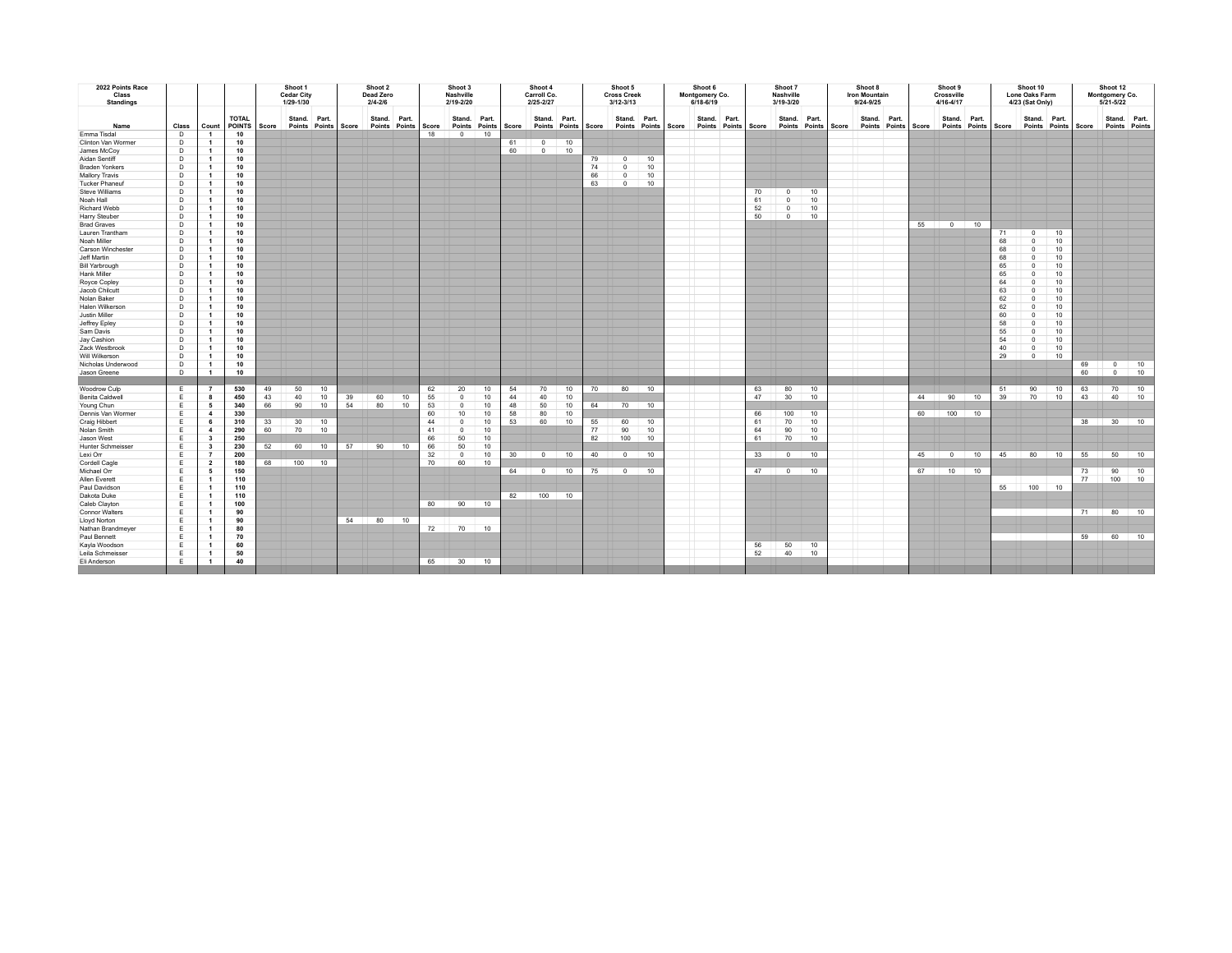| 2022 Points Race Class Standings | | | | Shoot 1 Cedar City 1/29-1/30 | | | Shoot 2 Dead Zero 2/4-2/6 | | | Shoot 3 Nashville 2/19-2/20 | | | Shoot 4 Carroll Co. 2/25-2/27 | | | Shoot 5 Cross Creek 3/12-3/13 | | | Shoot 6 Montgomery Co. 6/18-6/19 | | | Shoot 7 Nashville 3/19-3/20 | | | Shoot 8 Iron Mountain 9/24-9/25 | | | Shoot 9 Crossville 4/16-4/17 | | | Shoot 10 Lone Oaks Farm 4/23 (Sat Only) | | | Shoot 12 Montgomery Co. 5/21-5/22 | | |
|---|---|---|---|---|---|---|---|---|---|---|---|---|---|---|---|---|---|---|---|---|---|---|---|---|---|---|---|---|---|---|---|---|---|---|---|---|
| Name | Class | Count | TOTAL POINTS | Score | Stand. Points | Part. Points | Score | Stand. Points | Part. Points | Score | Stand. Points | Part. Points | Score | Stand. Points | Part. Points | Score | Stand. Points | Part. Points | Score | Stand. Points | Part. Points | Score | Stand. Points | Part. Points | Score | Stand. Points | Part. Points | Score | Stand. Points | Part. Points | Score | Stand. Points | Part. Points | Score | Stand. Points | Part. Points |
| Emma Tisdal | D | 1 | 10 | | | | | | | 18 | 0 | 10 | | | | | | | | | | | | | | | | | | | | | | | | |
| Clinton Van Wormer | D | 1 | 10 | | | | | | | | | | 61 | 0 | 10 | | | | | | | | | | | | | | | | | | | | | |
| James McCoy | D | 1 | 10 | | | | | | | | | | 60 | 0 | 10 | | | | | | | | | | | | | | | | | | | | | |
| Aidan Sentiff | D | 1 | 10 | | | | | | | | | | | | | 79 | 0 | 10 | | | | | | | | | | | | | | | | | | |
| Braden Yonkers | D | 1 | 10 | | | | | | | | | | | | | 74 | 0 | 10 | | | | | | | | | | | | | | | | | | |
| Mallory Travis | D | 1 | 10 | | | | | | | | | | | | | 66 | 0 | 10 | | | | | | | | | | | | | | | | | | |
| Tucker Phaneuf | D | 1 | 10 | | | | | | | | | | | | | 63 | 0 | 10 | | | | | | | | | | | | | | | | | | |
| Steve Williams | D | 1 | 10 | | | | | | | | | | | | | | | | | | | 70 | 0 | 10 | | | | | | | | | | | | |
| Noah Hall | D | 1 | 10 | | | | | | | | | | | | | | | | | | | 61 | 0 | 10 | | | | | | | | | | | | |
| Richard Webb | D | 1 | 10 | | | | | | | | | | | | | | | | | | | 52 | 0 | 10 | | | | | | | | | | | | |
| Harry Steuber | D | 1 | 10 | | | | | | | | | | | | | | | | | | | 50 | 0 | 10 | | | | | | | | | | | | |
| Brad Graves | D | 1 | 10 | | | | | | | | | | | | | | | | | | | | | | | | | 55 | 0 | 10 | | | | | | |
| Lauren Trantham | D | 1 | 10 | | | | | | | | | | | | | | | | | | | | | | | | | | | | 71 | 0 | 10 | | | |
| Noah Miller | D | 1 | 10 | | | | | | | | | | | | | | | | | | | | | | | | | | | | 68 | 0 | 10 | | | |
| Carson Winchester | D | 1 | 10 | | | | | | | | | | | | | | | | | | | | | | | | | | | | 68 | 0 | 10 | | | |
| Jeff Martin | D | 1 | 10 | | | | | | | | | | | | | | | | | | | | | | | | | | | | 68 | 0 | 10 | | | |
| Bill Yarbrough | D | 1 | 10 | | | | | | | | | | | | | | | | | | | | | | | | | | | | 65 | 0 | 10 | | | |
| Hank Miller | D | 1 | 10 | | | | | | | | | | | | | | | | | | | | | | | | | | | | 65 | 0 | 10 | | | |
| Royce Copley | D | 1 | 10 | | | | | | | | | | | | | | | | | | | | | | | | | | | | 64 | 0 | 10 | | | |
| Jacob Chilcutt | D | 1 | 10 | | | | | | | | | | | | | | | | | | | | | | | | | | | | 63 | 0 | 10 | | | |
| Nolan Baker | D | 1 | 10 | | | | | | | | | | | | | | | | | | | | | | | | | | | | 62 | 0 | 10 | | | |
| Halen Wilkerson | D | 1 | 10 | | | | | | | | | | | | | | | | | | | | | | | | | | | | 62 | 0 | 10 | | | |
| Justin Miller | D | 1 | 10 | | | | | | | | | | | | | | | | | | | | | | | | | | | | 60 | 0 | 10 | | | |
| Jeffrey Epley | D | 1 | 10 | | | | | | | | | | | | | | | | | | | | | | | | | | | | 58 | 0 | 10 | | | |
| Sam Davis | D | 1 | 10 | | | | | | | | | | | | | | | | | | | | | | | | | | | | 55 | 0 | 10 | | | |
| Jay Cashion | D | 1 | 10 | | | | | | | | | | | | | | | | | | | | | | | | | | | | 54 | 0 | 10 | | | |
| Zack Westbrook | D | 1 | 10 | | | | | | | | | | | | | | | | | | | | | | | | | | | | 40 | 0 | 10 | | | |
| Will Wilkerson | D | 1 | 10 | | | | | | | | | | | | | | | | | | | | | | | | | | | | 29 | 0 | 10 | | | |
| Nicholas Underwood | D | 1 | 10 | | | | | | | | | | | | | | | | | | | | | | | | | | | | | | | 69 | 0 | 10 |
| Jason Greene | D | 1 | 10 | | | | | | | | | | | | | | | | | | | | | | | | | | | | | | | 60 | 0 | 10 |
| Woodrow Culp | E | 7 | 530 | 49 | 50 | 10 | | | | 62 | 20 | 10 | 54 | 70 | 10 | 70 | 80 | 10 | | | | 63 | 80 | 10 | | | | | | | 51 | 90 | 10 | 63 | 70 | 10 |
| Benita Caldwell | E | 8 | 450 | 43 | 40 | 10 | 39 | 60 | 10 | 55 | 0 | 10 | 44 | 40 | 10 | | | | | | | 47 | 30 | 10 | | | | 44 | 90 | 10 | 39 | 70 | 10 | 43 | 40 | 10 |
| Young Chun | E | 5 | 340 | 66 | 90 | 10 | 54 | 80 | 10 | 53 | 0 | 10 | 48 | 50 | 10 | 64 | 70 | 10 | | | | | | | | | | | | | | | | | | |
| Dennis Van Wormer | E | 4 | 330 | | | | | | | 60 | 10 | 10 | 58 | 80 | 10 | | | | | | | 66 | 100 | 10 | | | | 60 | 100 | 10 | | | | | | |
| Craig Hibbert | E | 6 | 310 | 33 | 30 | 10 | | | | 44 | 0 | 10 | 53 | 60 | 10 | 55 | 60 | 10 | | | | 61 | 70 | 10 | | | | | | | | | | 38 | 30 | 10 |
| Nolan Smith | E | 4 | 290 | 60 | 70 | 10 | | | | 41 | 0 | 10 | | | | 77 | 90 | 10 | | | | 64 | 90 | 10 | | | | | | | | | | | | |
| Jason West | E | 3 | 250 | | | | | | | 66 | 50 | 10 | | | | 82 | 100 | 10 | | | | 61 | 70 | 10 | | | | | | | | | | | | |
| Hunter Schmeisser | E | 3 | 230 | 52 | 60 | 10 | 57 | 90 | 10 | 66 | 50 | 10 | | | | | | | | | | | | | | | | | | | | | | | | |
| Lexi Orr | E | 7 | 200 | | | | | | | 32 | 0 | 10 | 30 | 0 | 10 | 40 | 0 | 10 | | | | 33 | 0 | 10 | | | | 45 | 0 | 10 | 45 | 80 | 10 | 55 | 50 | 10 |
| Cordell Cagle | E | 2 | 180 | 68 | 100 | 10 | | | | 70 | 60 | 10 | | | | | | | | | | | | | | | | | | | | | | | | |
| Michael Orr | E | 5 | 150 | | | | | | | | | | 64 | 0 | 10 | 75 | 0 | 10 | | | | 47 | 0 | 10 | | | | 67 | 10 | 10 | | | | 73 | 90 | 10 |
| Allen Everett | E | 1 | 110 | | | | | | | | | | | | | | | | | | | | | | | | | | | | | | | 77 | 100 | 10 |
| Paul Davidson | E | 1 | 110 | | | | | | | | | | | | | | | | | | | | | | | | | | | | 55 | 100 | 10 | | | |
| Dakota Duke | E | 1 | 110 | | | | | | | | | | 82 | 100 | 10 | | | | | | | | | | | | | | | | | | | | | |
| Caleb Clayton | E | 1 | 100 | | | | | | | | | | | | | | | | | | | | | | | | | | | | | | | | | |
| Connor Walters | E | 1 | 90 | | | | | | | | | | | | | | | | | | | | | | | | | | | | | | | 71 | 80 | 10 |
| Lloyd Norton | E | 1 | 90 | | | | 54 | 80 | 10 | | | | | | | | | | | | | | | | | | | | | | | | | | | |
| Nathan Brandmeyer | E | 1 | 80 | | | | | | | 72 | 70 | 10 | | | | | | | | | | | | | | | | | | | | | | | | |
| Paul Bennett | E | 1 | 70 | | | | | | | | | | | | | | | | | | | | | | | | | | | | | | | 59 | 60 | 10 |
| Kayla Woodson | E | 1 | 60 | | | | | | | | | | | | | | | | | | | 56 | 50 | 10 | | | | | | | | | | | | |
| Leila Schmeisser | E | 1 | 50 | | | | | | | | | | | | | | | | | | | 52 | 40 | 10 | | | | | | | | | | | | |
| Eli Anderson | E | 1 | 40 | | | | | | | 65 | 30 | 10 | | | | | | | | | | | | | | | | | | | | | | | | |